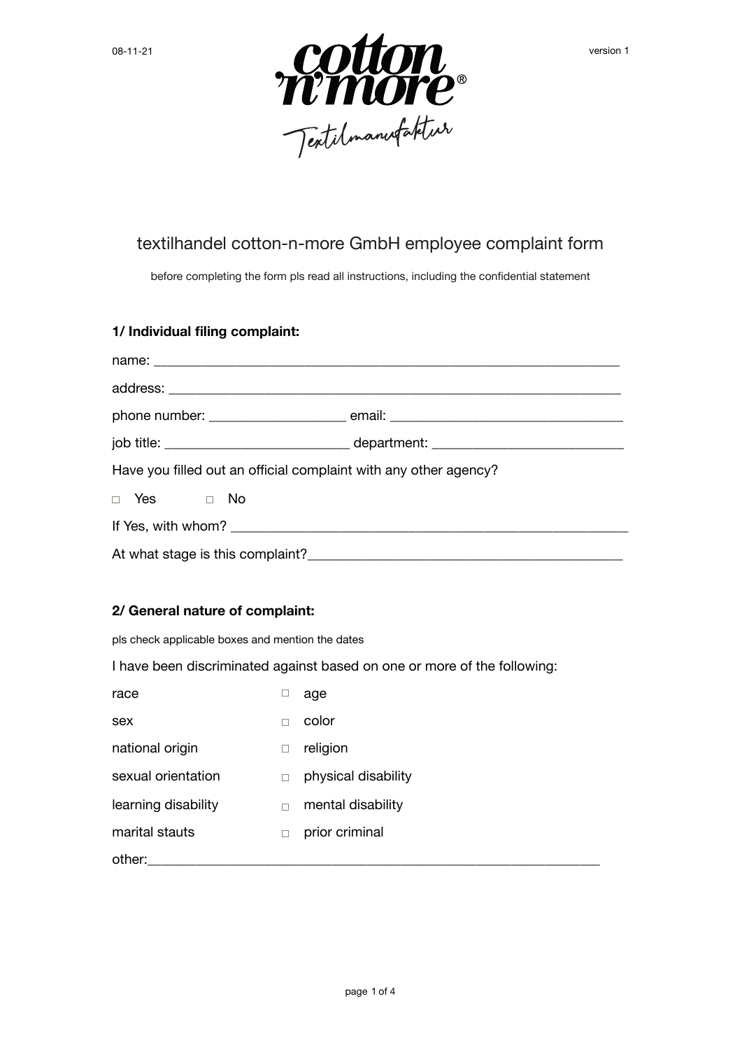08-11-21 version 1

cotton 'n'more®

Textilmanufaktur

# textilhandel cotton-n-more GmbH employee complaint form

before completing the form pls read all instructions, including the confidential statement

**1/ Individual filing complaint:**

name: ___________________________________________________________________

address: _________________________________________________________________

phone number: ___________________ email: ________________________________

job title: _________________________ department: __________________________

Have you filled out an official complaint with any other agency?

□ Yes □ No

If Yes, with whom? ________________________________________________________

At what stage is this complaint?____________________________________________

**2/ General nature of complaint:**

pls check applicable boxes and mention the dates

I have been discriminated against based on one or more of the following:

race □ age

sex □ color

national origin □ religion

sexual orientation □ physical disability

learning disability □ mental disability

marital stauts □ prior criminal

other:_______________________________________________________________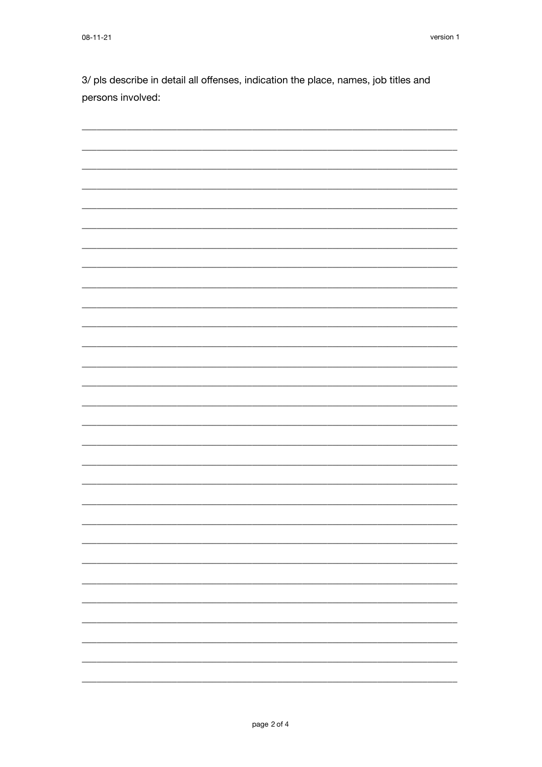3/ pls describe in detail all offenses, indication the place, names, job titles and persons involved:

___________________________________________________________________________

___________________________________________________________________________

___________________________________________________________________________

___________________________________________________________________________

___________________________________________________________________________

___________________________________________________________________________

___________________________________________________________________________

___________________________________________________________________________

___________________________________________________________________________

___________________________________________________________________________

___________________________________________________________________________

___________________________________________________________________________

___________________________________________________________________________

___________________________________________________________________________

___________________________________________________________________________

___________________________________________________________________________

___________________________________________________________________________

___________________________________________________________________________

___________________________________________________________________________

___________________________________________________________________________

___________________________________________________________________________

___________________________________________________________________________

___________________________________________________________________________

___________________________________________________________________________

___________________________________________________________________________

___________________________________________________________________________

___________________________________________________________________________

___________________________________________________________________________

___________________________________________________________________________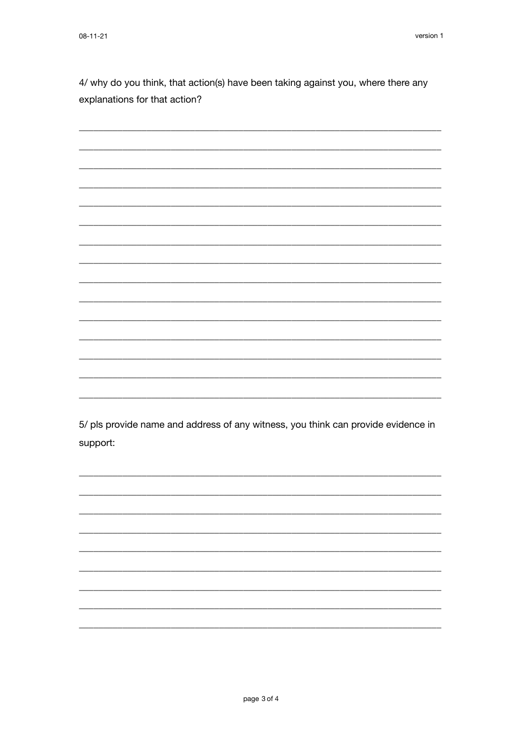4/ why do you think, that action(s) have been taking against you, where there any explanations for that action?

_______________________________________________________________________________

_______________________________________________________________________________

_______________________________________________________________________________

_______________________________________________________________________________

_______________________________________________________________________________

_______________________________________________________________________________

_______________________________________________________________________________

_______________________________________________________________________________

_______________________________________________________________________________

_______________________________________________________________________________

_______________________________________________________________________________

_______________________________________________________________________________

_______________________________________________________________________________

_______________________________________________________________________________

_______________________________________________________________________________

5/ pls provide name and address of any witness, you think can provide evidence in support:

_______________________________________________________________________________

_______________________________________________________________________________

_______________________________________________________________________________

_______________________________________________________________________________

_______________________________________________________________________________

_______________________________________________________________________________

_______________________________________________________________________________

_______________________________________________________________________________

_______________________________________________________________________________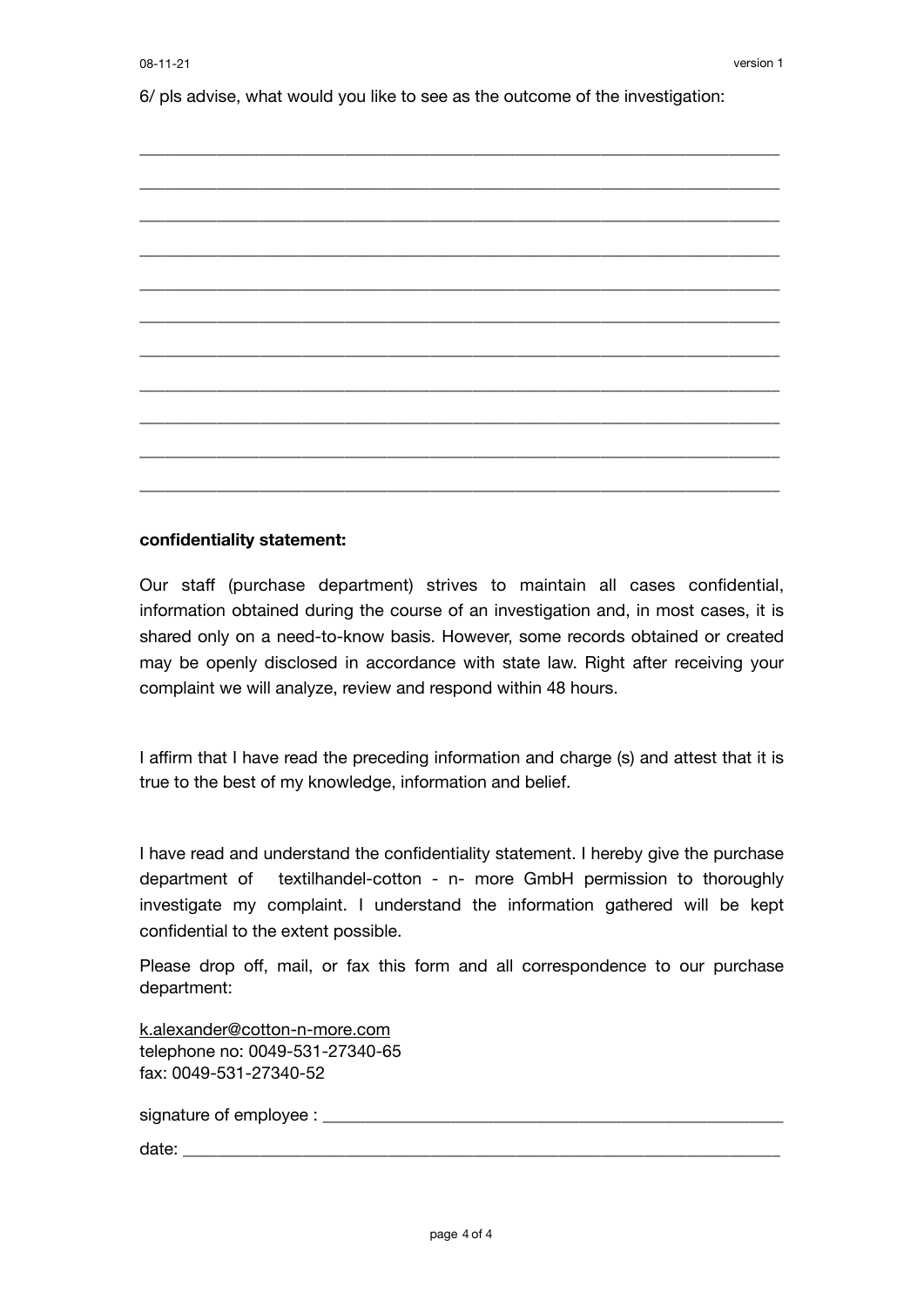6/ pls advise, what would you like to see as the outcome of the investigation:

\_\_\_\_\_\_\_\_\_\_\_\_\_\_\_\_\_\_\_\_\_\_\_\_\_\_\_\_\_\_\_\_\_\_\_\_\_\_\_\_\_\_\_\_\_\_\_\_\_\_\_\_\_\_\_\_\_\_\_\_\_\_\_\_\_\_\_\_\_\_

\_\_\_\_\_\_\_\_\_\_\_\_\_\_\_\_\_\_\_\_\_\_\_\_\_\_\_\_\_\_\_\_\_\_\_\_\_\_\_\_\_\_\_\_\_\_\_\_\_\_\_\_\_\_\_\_\_\_\_\_\_\_\_\_\_\_\_\_\_\_

\_\_\_\_\_\_\_\_\_\_\_\_\_\_\_\_\_\_\_\_\_\_\_\_\_\_\_\_\_\_\_\_\_\_\_\_\_\_\_\_\_\_\_\_\_\_\_\_\_\_\_\_\_\_\_\_\_\_\_\_\_\_\_\_\_\_\_\_\_\_

\_\_\_\_\_\_\_\_\_\_\_\_\_\_\_\_\_\_\_\_\_\_\_\_\_\_\_\_\_\_\_\_\_\_\_\_\_\_\_\_\_\_\_\_\_\_\_\_\_\_\_\_\_\_\_\_\_\_\_\_\_\_\_\_\_\_\_\_\_\_

\_\_\_\_\_\_\_\_\_\_\_\_\_\_\_\_\_\_\_\_\_\_\_\_\_\_\_\_\_\_\_\_\_\_\_\_\_\_\_\_\_\_\_\_\_\_\_\_\_\_\_\_\_\_\_\_\_\_\_\_\_\_\_\_\_\_\_\_\_\_

\_\_\_\_\_\_\_\_\_\_\_\_\_\_\_\_\_\_\_\_\_\_\_\_\_\_\_\_\_\_\_\_\_\_\_\_\_\_\_\_\_\_\_\_\_\_\_\_\_\_\_\_\_\_\_\_\_\_\_\_\_\_\_\_\_\_\_\_\_\_

\_\_\_\_\_\_\_\_\_\_\_\_\_\_\_\_\_\_\_\_\_\_\_\_\_\_\_\_\_\_\_\_\_\_\_\_\_\_\_\_\_\_\_\_\_\_\_\_\_\_\_\_\_\_\_\_\_\_\_\_\_\_\_\_\_\_\_\_\_\_

\_\_\_\_\_\_\_\_\_\_\_\_\_\_\_\_\_\_\_\_\_\_\_\_\_\_\_\_\_\_\_\_\_\_\_\_\_\_\_\_\_\_\_\_\_\_\_\_\_\_\_\_\_\_\_\_\_\_\_\_\_\_\_\_\_\_\_\_\_\_

\_\_\_\_\_\_\_\_\_\_\_\_\_\_\_\_\_\_\_\_\_\_\_\_\_\_\_\_\_\_\_\_\_\_\_\_\_\_\_\_\_\_\_\_\_\_\_\_\_\_\_\_\_\_\_\_\_\_\_\_\_\_\_\_\_\_\_\_\_\_

\_\_\_\_\_\_\_\_\_\_\_\_\_\_\_\_\_\_\_\_\_\_\_\_\_\_\_\_\_\_\_\_\_\_\_\_\_\_\_\_\_\_\_\_\_\_\_\_\_\_\_\_\_\_\_\_\_\_\_\_\_\_\_\_\_\_\_\_\_\_

\_\_\_\_\_\_\_\_\_\_\_\_\_\_\_\_\_\_\_\_\_\_\_\_\_\_\_\_\_\_\_\_\_\_\_\_\_\_\_\_\_\_\_\_\_\_\_\_\_\_\_\_\_\_\_\_\_\_\_\_\_\_\_\_\_\_\_\_\_\_

**confidentiality statement:**

Our staff (purchase department) strives to maintain all cases confidential, information obtained during the course of an investigation and, in most cases, it is shared only on a need-to-know basis. However, some records obtained or created may be openly disclosed in accordance with state law. Right after receiving your complaint we will analyze, review and respond within 48 hours.

I affirm that I have read the preceding information and charge (s) and attest that it is true to the best of my knowledge, information and belief.

I have read and understand the confidentiality statement. I hereby give the purchase department of textilhandel-cotton - n- more GmbH permission to thoroughly investigate my complaint. I understand the information gathered will be kept confidential to the extent possible.

Please drop off, mail, or fax this form and all correspondence to our purchase department:

k.alexander@cotton-n-more.com
telephone no: 0049-531-27340-65
fax: 0049-531-27340-52

signature of employee : \_\_\_\_\_\_\_\_\_\_\_\_\_\_\_\_\_\_\_\_\_\_\_\_\_\_\_\_\_\_\_\_\_\_\_\_\_\_\_\_\_\_\_\_\_\_

date: \_\_\_\_\_\_\_\_\_\_\_\_\_\_\_\_\_\_\_\_\_\_\_\_\_\_\_\_\_\_\_\_\_\_\_\_\_\_\_\_\_\_\_\_\_\_\_\_\_\_\_\_\_\_\_\_\_\_\_\_\_\_